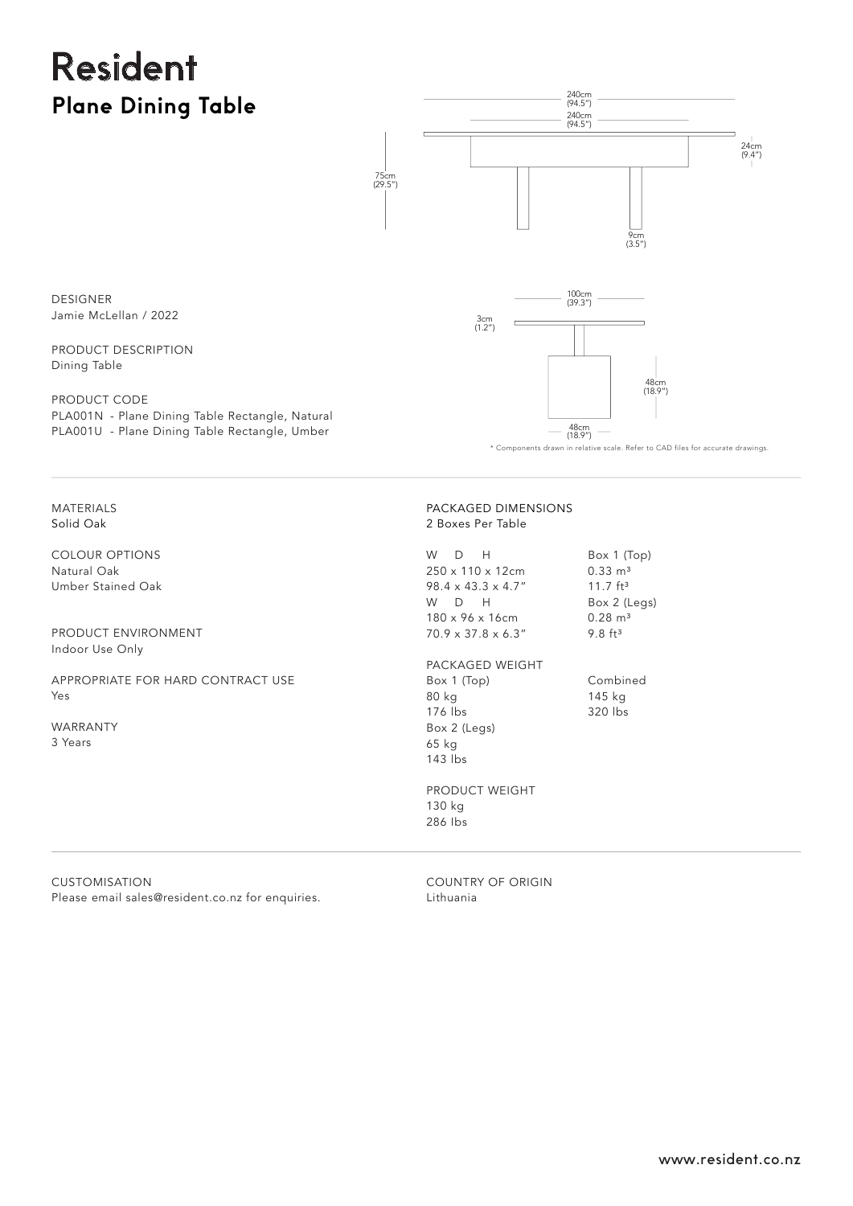# Resident

## Plane Dining Table

240cm (94.5")
240cm (94.5")
24cm (9.4")
75cm (29.5")
9cm (3.5")
100cm (39.3")
3cm (1.2")
48cm (18.9")
48cm (18.9")

\* Components drawn in relative scale. Refer to CAD files for accurate drawings.

DESIGNER
Jamie McLellan / 2022

PRODUCT DESCRIPTION
Dining Table

PRODUCT CODE
PLA001N - Plane Dining Table Rectangle, Natural
PLA001U - Plane Dining Table Rectangle, Umber

---

MATERIALS
Solid Oak

COLOUR OPTIONS
Natural Oak
Umber Stained Oak

PRODUCT ENVIRONMENT
Indoor Use Only

APPROPRIATE FOR HARD CONTRACT USE
Yes

WARRANTY
3 Years

PACKAGED DIMENSIONS
2 Boxes Per Table

| W D H | |
|---|---|
| 250 x 110 x 12cm | Box 1 (Top) $0.33\ m^3$ |
| 98.4 x 43.3 x 4.7" | $11.7\ ft^3$ |
| W D H | Box 2 (Legs) |
| 180 x 96 x 16cm | $0.28\ m^3$ |
| 70.9 x 37.8 x 6.3" | $9.8\ ft^3$ |

PACKAGED WEIGHT

| Box 1 (Top) | Combined |
|---|---|
| 80 kg | 145 kg |
| 176 lbs | 320 lbs |
| Box 2 (Legs) | |
| 65 kg | |
| 143 lbs | |

PRODUCT WEIGHT
130 kg
286 lbs

---

CUSTOMISATION
Please email sales@resident.co.nz for enquiries.

COUNTRY OF ORIGIN
Lithuania

www.resident.co.nz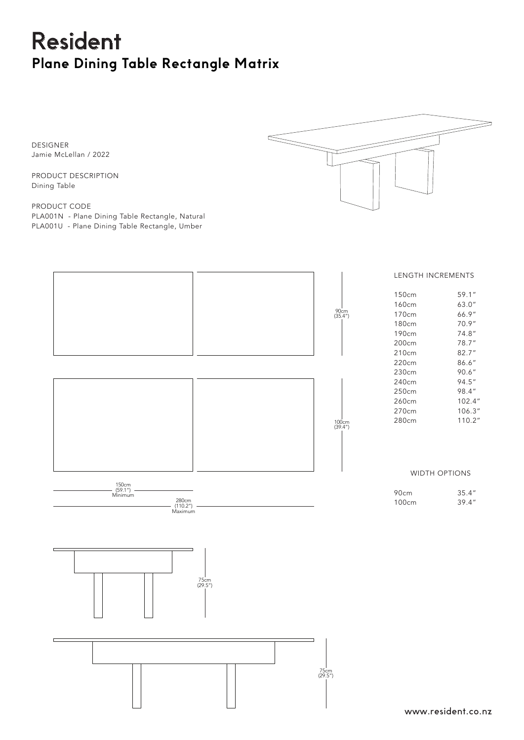# Resident

## Plane Dining Table Rectangle Matrix

DESIGNER
Jamie McLellan / 2022

PRODUCT DESCRIPTION
Dining Table

PRODUCT CODE
PLA001N - Plane Dining Table Rectangle, Natural
PLA001U - Plane Dining Table Rectangle, Umber

90cm (35.4")

100cm (39.4")

150cm (59.1") Minimum

280cm (110.2") Maximum

75cm (29.5")

75cm (29.5")

LENGTH INCREMENTS

| | |
|---|---|
| 150cm | 59.1" |
| 160cm | 63.0" |
| 170cm | 66.9" |
| 180cm | 70.9" |
| 190cm | 74.8" |
| 200cm | 78.7" |
| 210cm | 82.7" |
| 220cm | 86.6" |
| 230cm | 90.6" |
| 240cm | 94.5" |
| 250cm | 98.4" |
| 260cm | 102.4" |
| 270cm | 106.3" |
| 280cm | 110.2" |

WIDTH OPTIONS

| | |
|---|---|
| 90cm | 35.4" |
| 100cm | 39.4" |

www.resident.co.nz